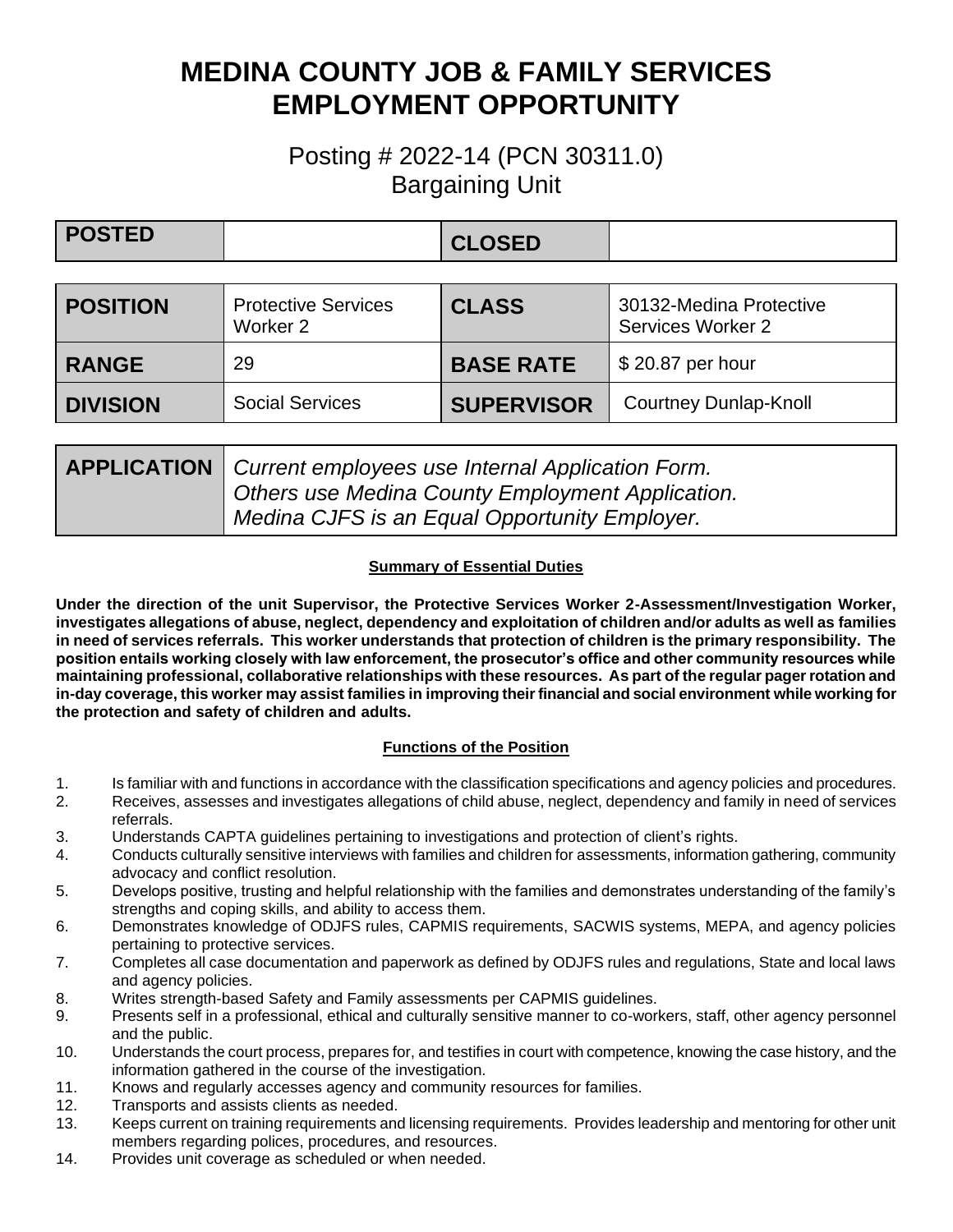# MEDINA COUNTY JOB & FAMILY SERVICES
# EMPLOYMENT OPPORTUNITY

## Posting # 2022-14 (PCN 30311.0)
## Bargaining Unit

| **POSTED** | | **CLOSED** | |
|---|---|---|---|

| **POSITION** | Protective Services Worker 2 | **CLASS** | 30132-Medina Protective Services Worker 2 |
|---|---|---|---|
| **RANGE** | 29 | **BASE RATE** | $ 20.87 per hour |
| **DIVISION** | Social Services | **SUPERVISOR** | Courtney Dunlap-Knoll |

| **APPLICATION** | *Current employees use Internal Application Form. Others use Medina County Employment Application. Medina CJFS is an Equal Opportunity Employer.* |
|---|---|

### Summary of Essential Duties

**Under the direction of the unit Supervisor, the Protective Services Worker 2-Assessment/Investigation Worker, investigates allegations of abuse, neglect, dependency and exploitation of children and/or adults as well as families in need of services referrals. This worker understands that protection of children is the primary responsibility. The position entails working closely with law enforcement, the prosecutor's office and other community resources while maintaining professional, collaborative relationships with these resources. As part of the regular pager rotation and in-day coverage, this worker may assist families in improving their financial and social environment while working for the protection and safety of children and adults.**

### Functions of the Position

1. Is familiar with and functions in accordance with the classification specifications and agency policies and procedures.
2. Receives, assesses and investigates allegations of child abuse, neglect, dependency and family in need of services referrals.
3. Understands CAPTA guidelines pertaining to investigations and protection of client's rights.
4. Conducts culturally sensitive interviews with families and children for assessments, information gathering, community advocacy and conflict resolution.
5. Develops positive, trusting and helpful relationship with the families and demonstrates understanding of the family's strengths and coping skills, and ability to access them.
6. Demonstrates knowledge of ODJFS rules, CAPMIS requirements, SACWIS systems, MEPA, and agency policies pertaining to protective services.
7. Completes all case documentation and paperwork as defined by ODJFS rules and regulations, State and local laws and agency policies.
8. Writes strength-based Safety and Family assessments per CAPMIS guidelines.
9. Presents self in a professional, ethical and culturally sensitive manner to co-workers, staff, other agency personnel and the public.
10. Understands the court process, prepares for, and testifies in court with competence, knowing the case history, and the information gathered in the course of the investigation.
11. Knows and regularly accesses agency and community resources for families.
12. Transports and assists clients as needed.
13. Keeps current on training requirements and licensing requirements. Provides leadership and mentoring for other unit members regarding polices, procedures, and resources.
14. Provides unit coverage as scheduled or when needed.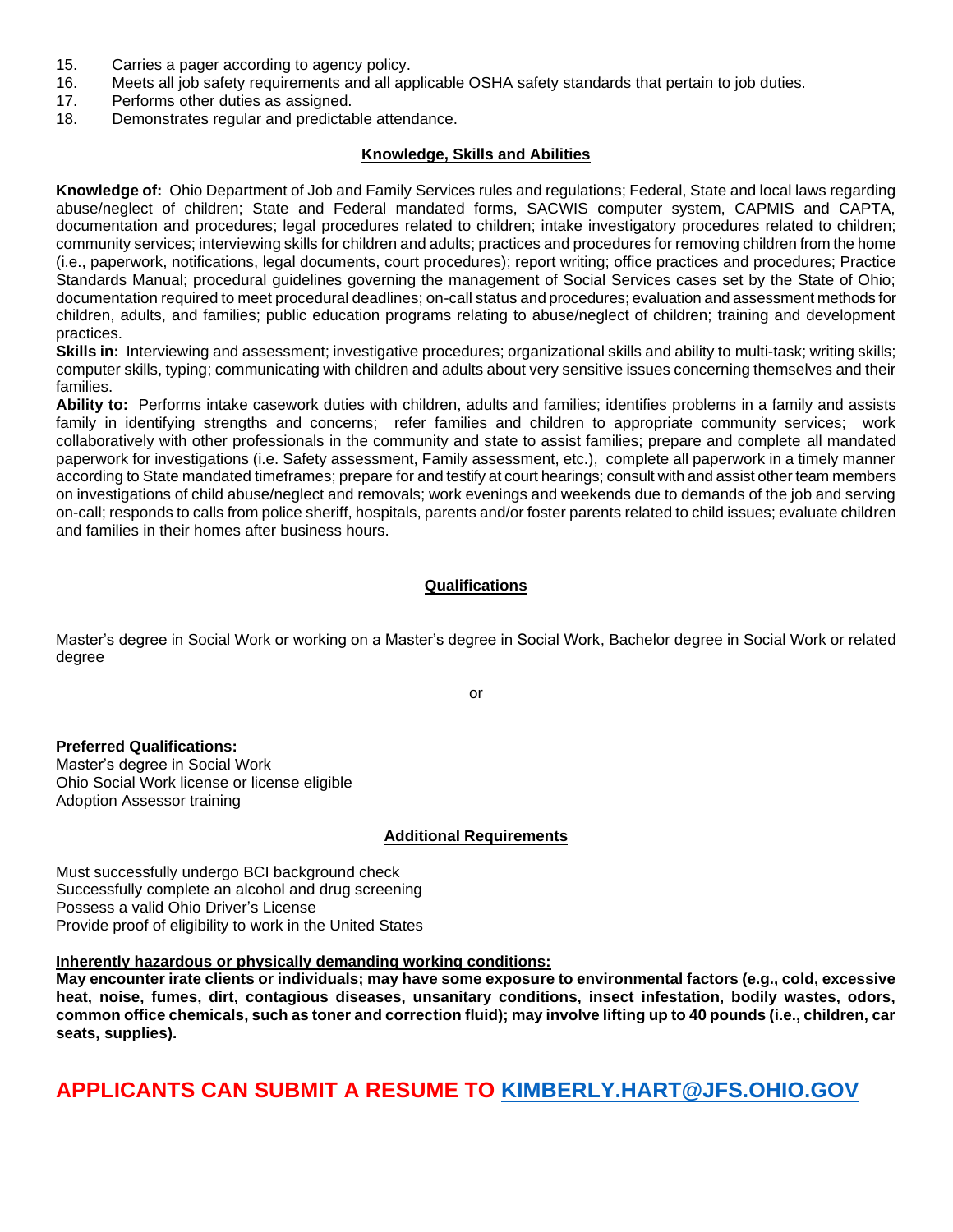15. Carries a pager according to agency policy.
16. Meets all job safety requirements and all applicable OSHA safety standards that pertain to job duties.
17. Performs other duties as assigned.
18. Demonstrates regular and predictable attendance.

## Knowledge, Skills and Abilities

**Knowledge of:** Ohio Department of Job and Family Services rules and regulations; Federal, State and local laws regarding abuse/neglect of children; State and Federal mandated forms, SACWIS computer system, CAPMIS and CAPTA, documentation and procedures; legal procedures related to children; intake investigatory procedures related to children; community services; interviewing skills for children and adults; practices and procedures for removing children from the home (i.e., paperwork, notifications, legal documents, court procedures); report writing; office practices and procedures; Practice Standards Manual; procedural guidelines governing the management of Social Services cases set by the State of Ohio; documentation required to meet procedural deadlines; on-call status and procedures; evaluation and assessment methods for children, adults, and families; public education programs relating to abuse/neglect of children; training and development practices.

**Skills in:** Interviewing and assessment; investigative procedures; organizational skills and ability to multi-task; writing skills; computer skills, typing; communicating with children and adults about very sensitive issues concerning themselves and their families.

**Ability to:** Performs intake casework duties with children, adults and families; identifies problems in a family and assists family in identifying strengths and concerns; refer families and children to appropriate community services; work collaboratively with other professionals in the community and state to assist families; prepare and complete all mandated paperwork for investigations (i.e. Safety assessment, Family assessment, etc.), complete all paperwork in a timely manner according to State mandated timeframes; prepare for and testify at court hearings; consult with and assist other team members on investigations of child abuse/neglect and removals; work evenings and weekends due to demands of the job and serving on-call; responds to calls from police sheriff, hospitals, parents and/or foster parents related to child issues; evaluate children and families in their homes after business hours.

## Qualifications

Master's degree in Social Work or working on a Master's degree in Social Work, Bachelor degree in Social Work or related degree

or

**Preferred Qualifications:**
Master's degree in Social Work
Ohio Social Work license or license eligible
Adoption Assessor training

## Additional Requirements

Must successfully undergo BCI background check
Successfully complete an alcohol and drug screening
Possess a valid Ohio Driver's License
Provide proof of eligibility to work in the United States

**Inherently hazardous or physically demanding working conditions:**
**May encounter irate clients or individuals; may have some exposure to environmental factors (e.g., cold, excessive heat, noise, fumes, dirt, contagious diseases, unsanitary conditions, insect infestation, bodily wastes, odors, common office chemicals, such as toner and correction fluid); may involve lifting up to 40 pounds (i.e., children, car seats, supplies).**

## APPLICANTS CAN SUBMIT A RESUME TO KIMBERLY.HART@JFS.OHIO.GOV